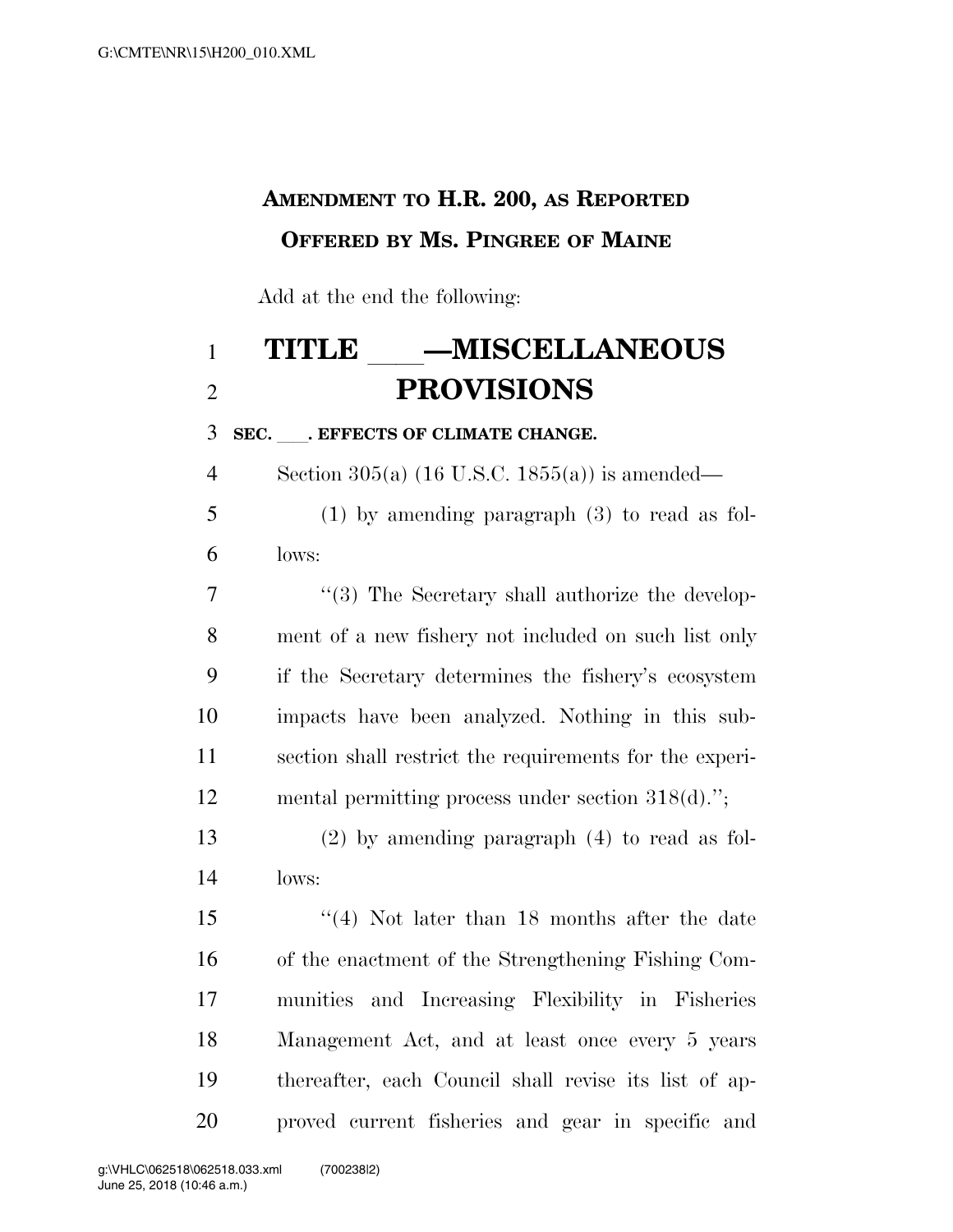**AMENDMENT TO H.R. 200, AS REPORTED**
**OFFERED BY MS. PINGREE OF MAINE**

Add at the end the following:

# TITLE ___—MISCELLANEOUS PROVISIONS

**SEC. ___. EFFECTS OF CLIMATE CHANGE.**

Section 305(a) (16 U.S.C. 1855(a)) is amended—

(1) by amending paragraph (3) to read as follows:

"(3) The Secretary shall authorize the development of a new fishery not included on such list only if the Secretary determines the fishery's ecosystem impacts have been analyzed. Nothing in this subsection shall restrict the requirements for the experimental permitting process under section 318(d).";

(2) by amending paragraph (4) to read as follows:

"(4) Not later than 18 months after the date of the enactment of the Strengthening Fishing Communities and Increasing Flexibility in Fisheries Management Act, and at least once every 5 years thereafter, each Council shall revise its list of approved current fisheries and gear in specific and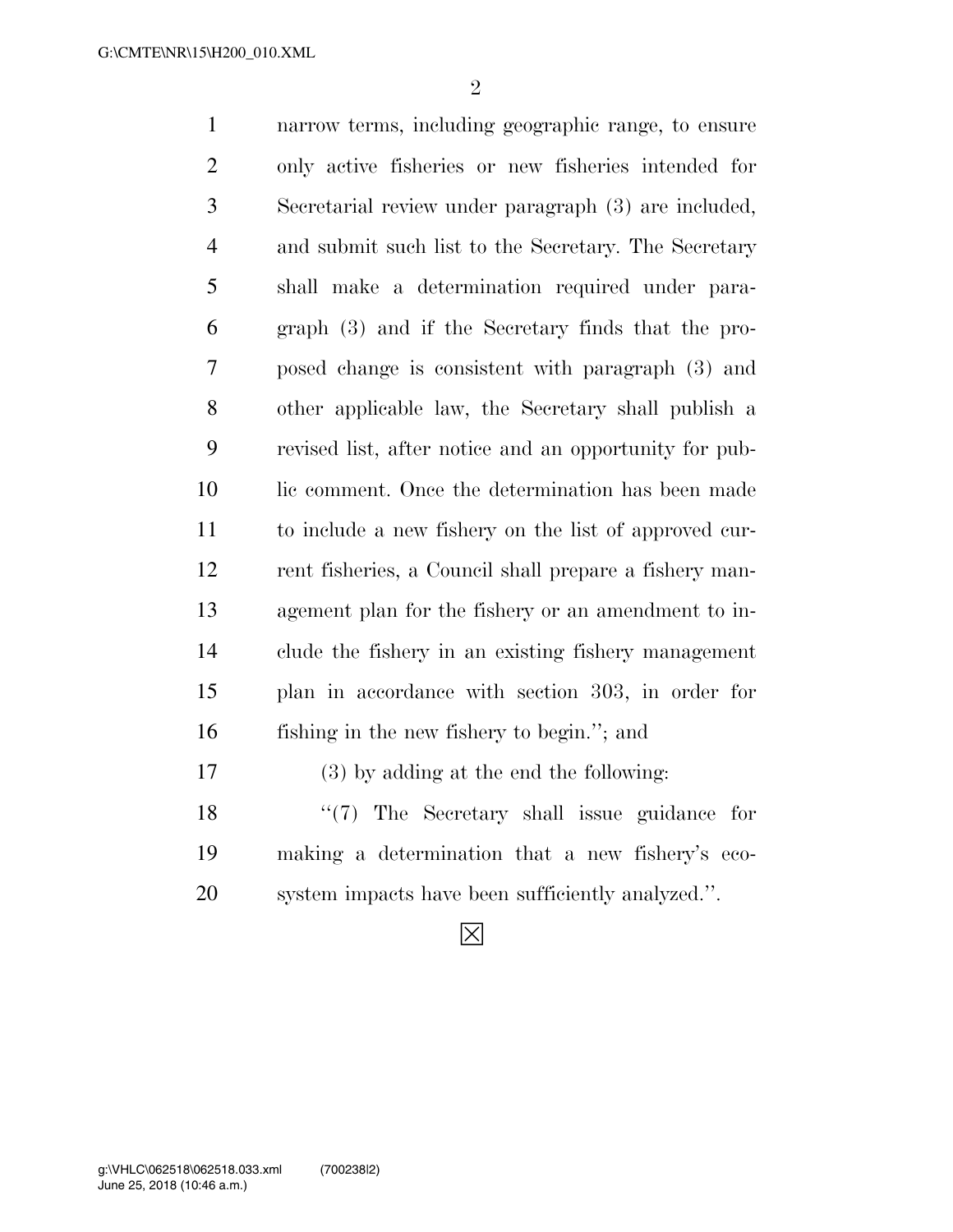narrow terms, including geographic range, to ensure only active fisheries or new fisheries intended for Secretarial review under paragraph (3) are included, and submit such list to the Secretary. The Secretary shall make a determination required under paragraph (3) and if the Secretary finds that the proposed change is consistent with paragraph (3) and other applicable law, the Secretary shall publish a revised list, after notice and an opportunity for public comment. Once the determination has been made to include a new fishery on the list of approved current fisheries, a Council shall prepare a fishery management plan for the fishery or an amendment to include the fishery in an existing fishery management plan in accordance with section 303, in order for fishing in the new fishery to begin.''; and

(3) by adding at the end the following:

''(7) The Secretary shall issue guidance for making a determination that a new fishery's ecosystem impacts have been sufficiently analyzed.''.